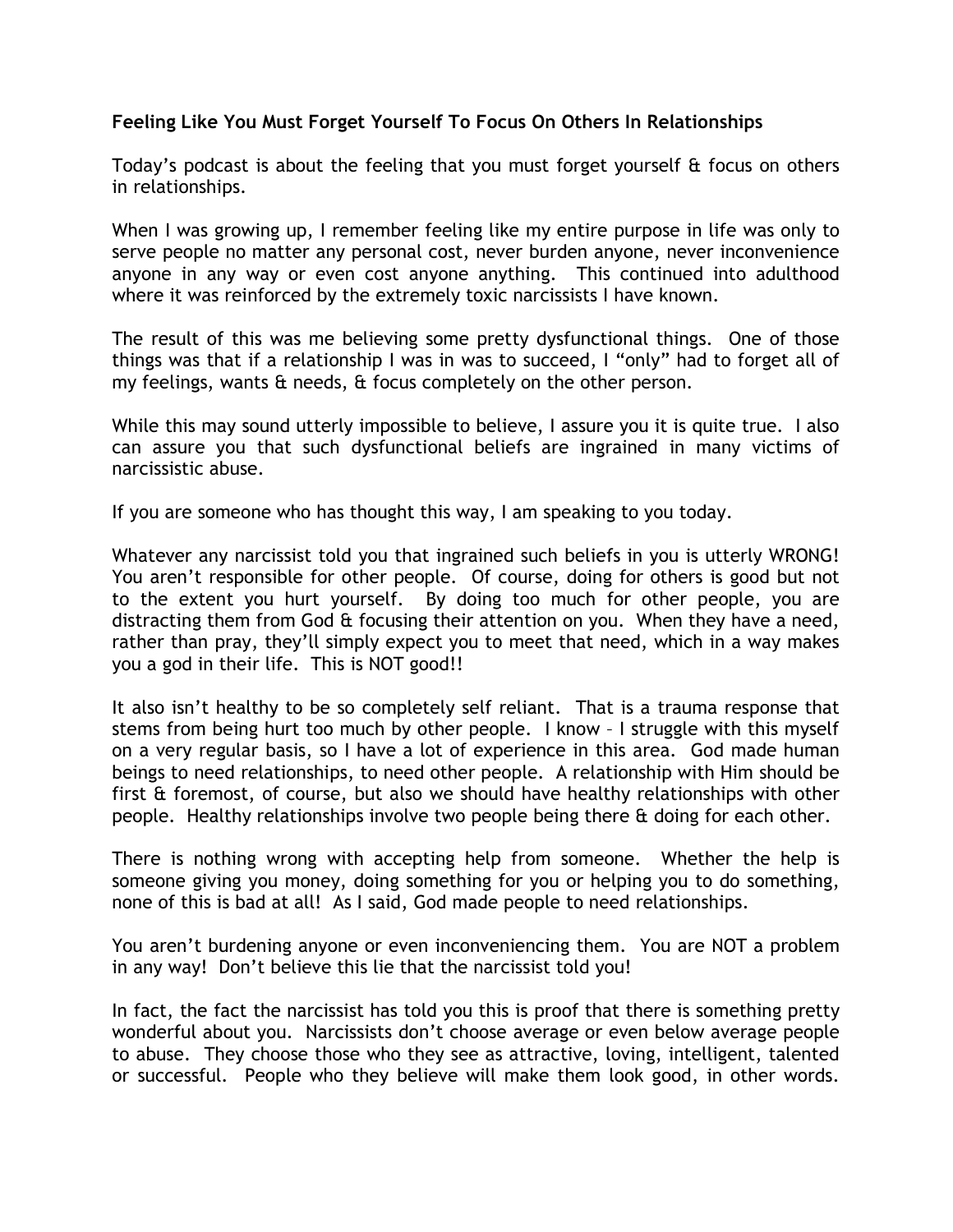**Feeling Like You Must Forget Yourself To Focus On Others In Relationships**

Today's podcast is about the feeling that you must forget yourself & focus on others in relationships.

When I was growing up, I remember feeling like my entire purpose in life was only to serve people no matter any personal cost, never burden anyone, never inconvenience anyone in any way or even cost anyone anything. This continued into adulthood where it was reinforced by the extremely toxic narcissists I have known.

The result of this was me believing some pretty dysfunctional things. One of those things was that if a relationship I was in was to succeed, I "only" had to forget all of my feelings, wants & needs, & focus completely on the other person.

While this may sound utterly impossible to believe, I assure you it is quite true. I also can assure you that such dysfunctional beliefs are ingrained in many victims of narcissistic abuse.

If you are someone who has thought this way, I am speaking to you today.

Whatever any narcissist told you that ingrained such beliefs in you is utterly WRONG! You aren't responsible for other people. Of course, doing for others is good but not to the extent you hurt yourself. By doing too much for other people, you are distracting them from God & focusing their attention on you. When they have a need, rather than pray, they'll simply expect you to meet that need, which in a way makes you a god in their life. This is NOT good!!

It also isn't healthy to be so completely self reliant. That is a trauma response that stems from being hurt too much by other people. I know – I struggle with this myself on a very regular basis, so I have a lot of experience in this area. God made human beings to need relationships, to need other people. A relationship with Him should be first & foremost, of course, but also we should have healthy relationships with other people. Healthy relationships involve two people being there & doing for each other.

There is nothing wrong with accepting help from someone. Whether the help is someone giving you money, doing something for you or helping you to do something, none of this is bad at all! As I said, God made people to need relationships.

You aren't burdening anyone or even inconveniencing them. You are NOT a problem in any way! Don't believe this lie that the narcissist told you!

In fact, the fact the narcissist has told you this is proof that there is something pretty wonderful about you. Narcissists don't choose average or even below average people to abuse. They choose those who they see as attractive, loving, intelligent, talented or successful. People who they believe will make them look good, in other words.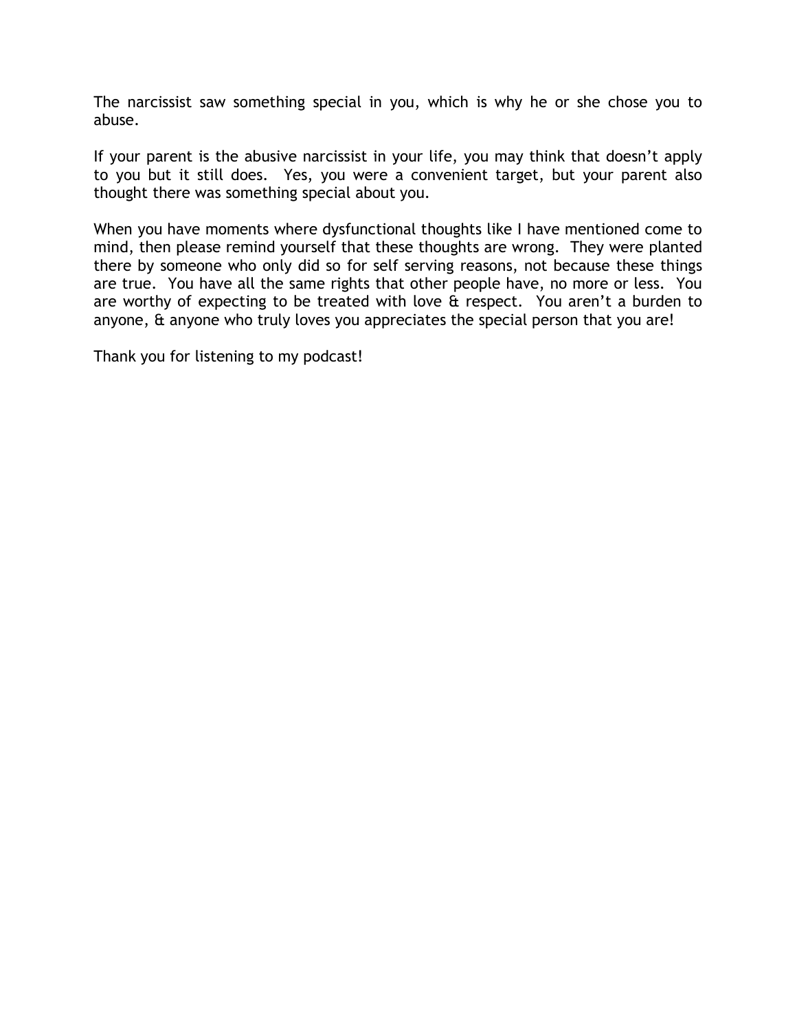The narcissist saw something special in you, which is why he or she chose you to abuse.

If your parent is the abusive narcissist in your life, you may think that doesn't apply to you but it still does. Yes, you were a convenient target, but your parent also thought there was something special about you.

When you have moments where dysfunctional thoughts like I have mentioned come to mind, then please remind yourself that these thoughts are wrong. They were planted there by someone who only did so for self serving reasons, not because these things are true. You have all the same rights that other people have, no more or less. You are worthy of expecting to be treated with love & respect. You aren't a burden to anyone, & anyone who truly loves you appreciates the special person that you are!

Thank you for listening to my podcast!